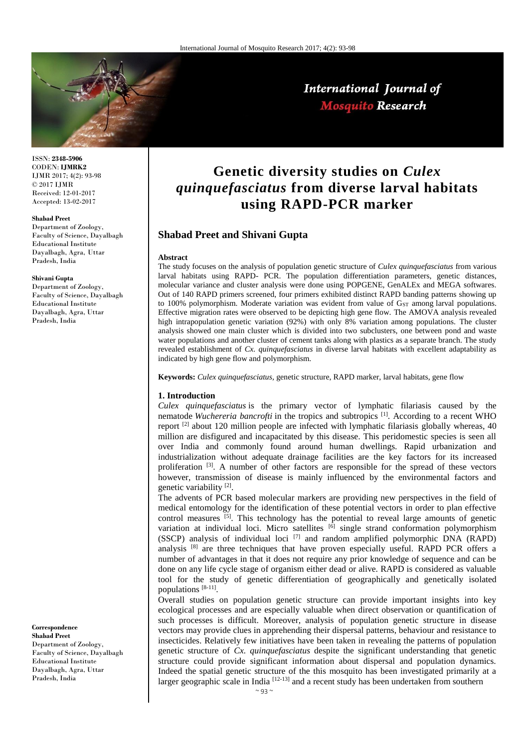ISSN: **2348-5906**
CODEN: **IJMRK2**
IJMR 2017; 4(2): 93-98
© 2017 IJMR
Received: 12-01-2017
Accepted: 13-02-2017

**Shabad Preet**
Department of Zoology, Faculty of Science, Dayalbagh Educational Institute Dayalbagh, Agra, Uttar Pradesh, India

**Shivani Gupta**
Department of Zoology, Faculty of Science, Dayalbagh Educational Institute Dayalbagh, Agra, Uttar Pradesh, India

**Correspondence**
**Shabad Preet**
Department of Zoology, Faculty of Science, Dayalbagh Educational Institute Dayalbagh, Agra, Uttar Pradesh, India

# Genetic diversity studies on *Culex quinquefasciatus* from diverse larval habitats using RAPD-PCR marker

## Shabad Preet and Shivani Gupta

### Abstract

The study focuses on the analysis of population genetic structure of *Culex quinquefasciatus* from various larval habitats using RAPD- PCR. The population differentiation parameters, genetic distances, molecular variance and cluster analysis were done using POPGENE, GenALEx and MEGA softwares. Out of 140 RAPD primers screened, four primers exhibited distinct RAPD banding patterns showing up to 100% polymorphism. Moderate variation was evident from value of $G_{ST}$ among larval populations. Effective migration rates were observed to be depicting high gene flow. The AMOVA analysis revealed high intrapopulation genetic variation (92%) with only 8% variation among populations. The cluster analysis showed one main cluster which is divided into two subclusters, one between pond and waste water populations and another cluster of cement tanks along with plastics as a separate branch. The study revealed establishment of *Cx. quinquefasciatus* in diverse larval habitats with excellent adaptability as indicated by high gene flow and polymorphism.

**Keywords:** *Culex quinquefasciatus*, genetic structure, RAPD marker, larval habitats, gene flow

### 1. Introduction

*Culex quinquefasciatus* is the primary vector of lymphatic filariasis caused by the nematode *Wuchereria bancrofti* in the tropics and subtropics [1]. According to a recent WHO report [2] about 120 million people are infected with lymphatic filariasis globally whereas, 40 million are disfigured and incapacitated by this disease. This peridomestic species is seen all over India and commonly found around human dwellings. Rapid urbanization and industrialization without adequate drainage facilities are the key factors for its increased proliferation [3]. A number of other factors are responsible for the spread of these vectors however, transmission of disease is mainly influenced by the environmental factors and genetic variability [2].

The advents of PCR based molecular markers are providing new perspectives in the field of medical entomology for the identification of these potential vectors in order to plan effective control measures [5]. This technology has the potential to reveal large amounts of genetic variation at individual loci. Micro satellites [6] single strand conformation polymorphism (SSCP) analysis of individual loci [7] and random amplified polymorphic DNA (RAPD) analysis [8] are three techniques that have proven especially useful. RAPD PCR offers a number of advantages in that it does not require any prior knowledge of sequence and can be done on any life cycle stage of organism either dead or alive. RAPD is considered as valuable tool for the study of genetic differentiation of geographically and genetically isolated populations [8-11].

Overall studies on population genetic structure can provide important insights into key ecological processes and are especially valuable when direct observation or quantification of such processes is difficult. Moreover, analysis of population genetic structure in disease vectors may provide clues in apprehending their dispersal patterns, behaviour and resistance to insecticides. Relatively few initiatives have been taken in revealing the patterns of population genetic structure of *Cx. quinquefasciatus* despite the significant understanding that genetic structure could provide significant information about dispersal and population dynamics. Indeed the spatial genetic structure of the this mosquito has been investigated primarily at a larger geographic scale in India [12-13] and a recent study has been undertaken from southern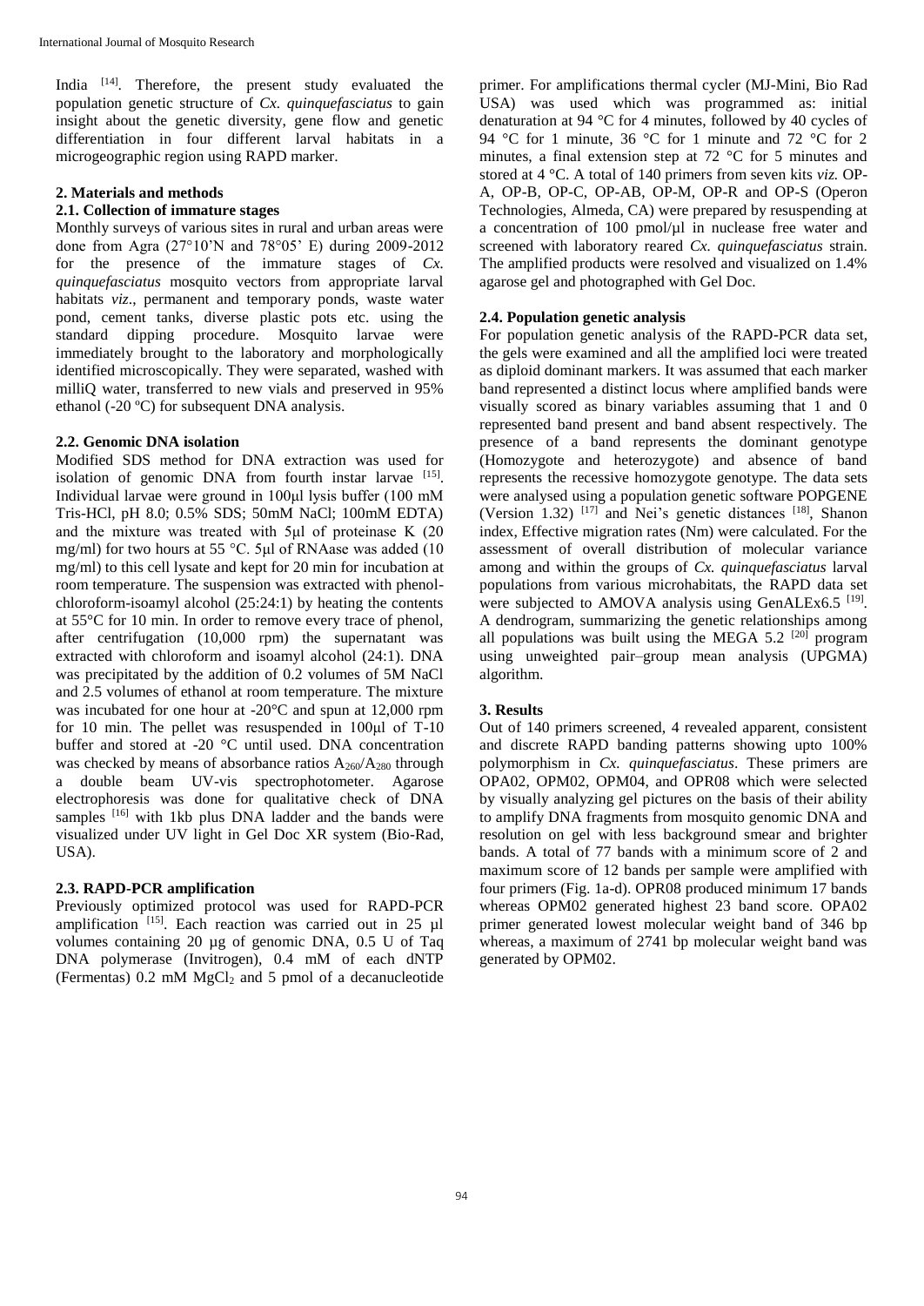India [14]. Therefore, the present study evaluated the population genetic structure of *Cx. quinquefasciatus* to gain insight about the genetic diversity, gene flow and genetic differentiation in four different larval habitats in a microgeographic region using RAPD marker.

## 2. Materials and methods

### 2.1. Collection of immature stages

Monthly surveys of various sites in rural and urban areas were done from Agra (27°10'N and 78°05' E) during 2009-2012 for the presence of the immature stages of *Cx. quinquefasciatus* mosquito vectors from appropriate larval habitats *viz*., permanent and temporary ponds, waste water pond, cement tanks, diverse plastic pots etc. using the standard dipping procedure. Mosquito larvae were immediately brought to the laboratory and morphologically identified microscopically. They were separated, washed with milliQ water, transferred to new vials and preserved in 95% ethanol (-20 ºC) for subsequent DNA analysis.

### 2.2. Genomic DNA isolation

Modified SDS method for DNA extraction was used for isolation of genomic DNA from fourth instar larvae [15]. Individual larvae were ground in 100μl lysis buffer (100 mM Tris-HCl, pH 8.0; 0.5% SDS; 50mM NaCl; 100mM EDTA) and the mixture was treated with 5μl of proteinase K (20 mg/ml) for two hours at 55 °C. 5μl of RNAase was added (10 mg/ml) to this cell lysate and kept for 20 min for incubation at room temperature. The suspension was extracted with phenol-chloroform-isoamyl alcohol (25:24:1) by heating the contents at 55°C for 10 min. In order to remove every trace of phenol, after centrifugation (10,000 rpm) the supernatant was extracted with chloroform and isoamyl alcohol (24:1). DNA was precipitated by the addition of 0.2 volumes of 5M NaCl and 2.5 volumes of ethanol at room temperature. The mixture was incubated for one hour at -20°C and spun at 12,000 rpm for 10 min. The pellet was resuspended in 100μl of T-10 buffer and stored at -20 °C until used. DNA concentration was checked by means of absorbance ratios $A_{260}/A_{280}$ through a double beam UV-vis spectrophotometer. Agarose electrophoresis was done for qualitative check of DNA samples [16] with 1kb plus DNA ladder and the bands were visualized under UV light in Gel Doc XR system (Bio-Rad, USA).

### 2.3. RAPD-PCR amplification

Previously optimized protocol was used for RAPD-PCR amplification [15]. Each reaction was carried out in 25 µl volumes containing 20 µg of genomic DNA, 0.5 U of Taq DNA polymerase (Invitrogen), 0.4 mM of each dNTP (Fermentas) 0.2 mM $MgCl_2$ and 5 pmol of a decanucleotide primer. For amplifications thermal cycler (MJ-Mini, Bio Rad USA) was used which was programmed as: initial denaturation at 94 °C for 4 minutes, followed by 40 cycles of 94 °C for 1 minute, 36 °C for 1 minute and 72 °C for 2 minutes, a final extension step at 72 °C for 5 minutes and stored at 4 °C. A total of 140 primers from seven kits *viz.* OP-A, OP-B, OP-C, OP-AB, OP-M, OP-R and OP-S (Operon Technologies, Almeda, CA) were prepared by resuspending at a concentration of 100 pmol/µl in nuclease free water and screened with laboratory reared *Cx. quinquefasciatus* strain. The amplified products were resolved and visualized on 1.4% agarose gel and photographed with Gel Doc.

### 2.4. Population genetic analysis

For population genetic analysis of the RAPD-PCR data set, the gels were examined and all the amplified loci were treated as diploid dominant markers. It was assumed that each marker band represented a distinct locus where amplified bands were visually scored as binary variables assuming that 1 and 0 represented band present and band absent respectively. The presence of a band represents the dominant genotype (Homozygote and heterozygote) and absence of band represents the recessive homozygote genotype. The data sets were analysed using a population genetic software POPGENE (Version 1.32) [17] and Nei's genetic distances [18], Shanon index, Effective migration rates (Nm) were calculated. For the assessment of overall distribution of molecular variance among and within the groups of *Cx. quinquefasciatus* larval populations from various microhabitats, the RAPD data set were subjected to AMOVA analysis using GenALEx6.5 [19]. A dendrogram, summarizing the genetic relationships among all populations was built using the MEGA 5.2 [20] program using unweighted pair–group mean analysis (UPGMA) algorithm.

## 3. Results

Out of 140 primers screened, 4 revealed apparent, consistent and discrete RAPD banding patterns showing upto 100% polymorphism in *Cx. quinquefasciatus*. These primers are OPA02, OPM02, OPM04, and OPR08 which were selected by visually analyzing gel pictures on the basis of their ability to amplify DNA fragments from mosquito genomic DNA and resolution on gel with less background smear and brighter bands. A total of 77 bands with a minimum score of 2 and maximum score of 12 bands per sample were amplified with four primers (Fig. 1a-d). OPR08 produced minimum 17 bands whereas OPM02 generated highest 23 band score. OPA02 primer generated lowest molecular weight band of 346 bp whereas, a maximum of 2741 bp molecular weight band was generated by OPM02.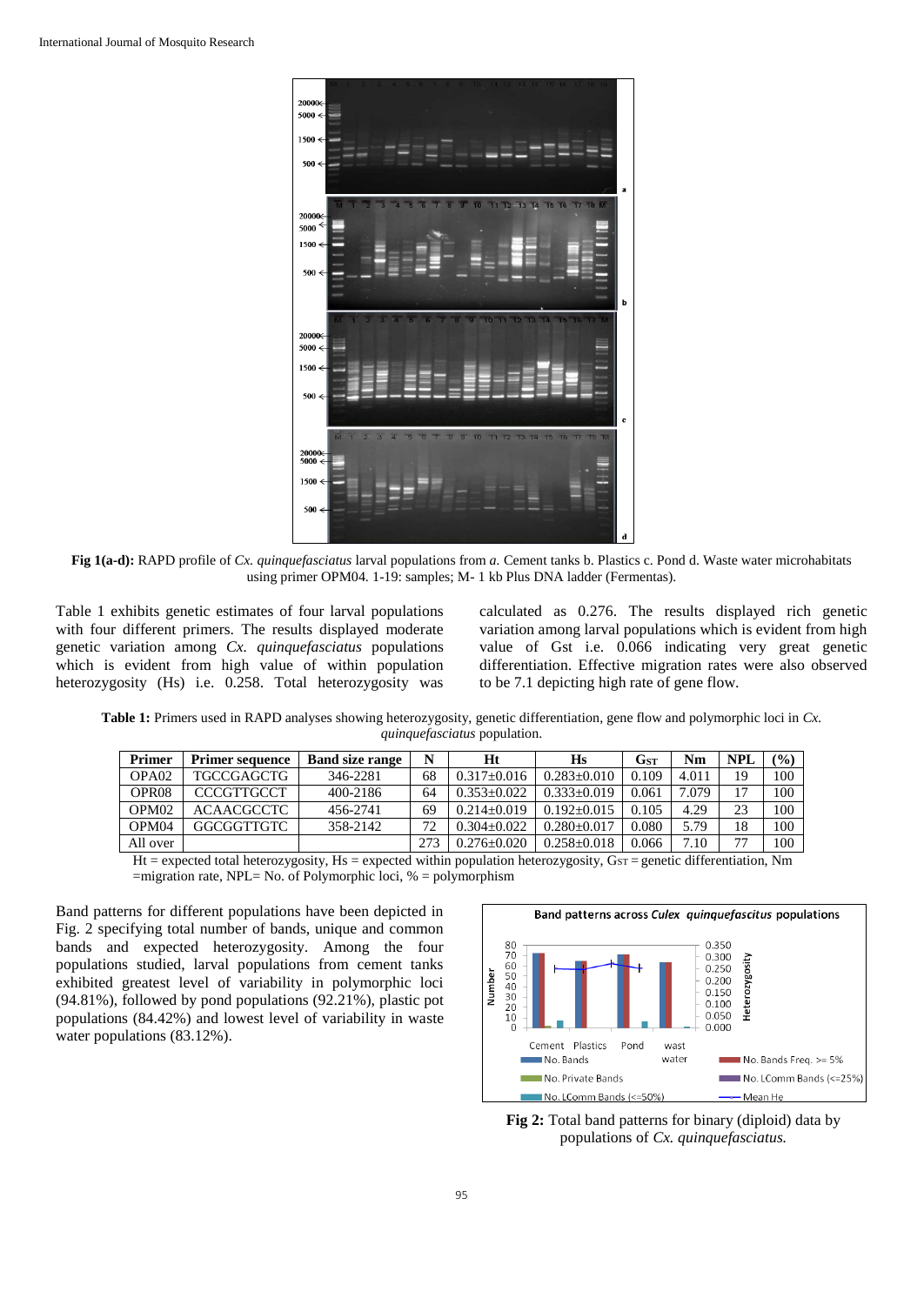**Fig 1(a-d):** RAPD profile of *Cx. quinquefasciatus* larval populations from *a.* Cement tanks b. Plastics c. Pond d. Waste water microhabitats using primer OPM04. 1-19: samples; M- 1 kb Plus DNA ladder (Fermentas).

Table 1 exhibits genetic estimates of four larval populations with four different primers. The results displayed moderate genetic variation among *Cx. quinquefasciatus* populations which is evident from high value of within population heterozygosity (Hs) i.e. 0.258. Total heterozygosity was calculated as 0.276. The results displayed rich genetic variation among larval populations which is evident from high value of Gst i.e. 0.066 indicating very great genetic differentiation. Effective migration rates were also observed to be 7.1 depicting high rate of gene flow.

**Table 1:** Primers used in RAPD analyses showing heterozygosity, genetic differentiation, gene flow and polymorphic loci in *Cx. quinquefasciatus* population.

| Primer | Primer sequence | Band size range | N | Ht | Hs | $G_{ST}$ | Nm | NPL | (%) |
|---|---|---|---|---|---|---|---|---|---|
| OPA02 | TGCCGAGCTG | 346-2281 | 68 | 0.317±0.016 | 0.283±0.010 | 0.109 | 4.011 | 19 | 100 |
| OPR08 | CCCGTTGCCT | 400-2186 | 64 | 0.353±0.022 | 0.333±0.019 | 0.061 | 7.079 | 17 | 100 |
| OPM02 | ACAACGCCTC | 456-2741 | 69 | 0.214±0.019 | 0.192±0.015 | 0.105 | 4.29 | 23 | 100 |
| OPM04 | GGCGGTTGTC | 358-2142 | 72 | 0.304±0.022 | 0.280±0.017 | 0.080 | 5.79 | 18 | 100 |
| All over | | | 273 | 0.276±0.020 | 0.258±0.018 | 0.066 | 7.10 | 77 | 100 |

Ht = expected total heterozygosity, Hs = expected within population heterozygosity, $G_{ST}$ = genetic differentiation, Nm =migration rate, NPL= No. of Polymorphic loci, % = polymorphism

Band patterns for different populations have been depicted in Fig. 2 specifying total number of bands, unique and common bands and expected heterozygosity. Among the four populations studied, larval populations from cement tanks exhibited greatest level of variability in polymorphic loci (94.81%), followed by pond populations (92.21%), plastic pot populations (84.42%) and lowest level of variability in waste water populations (83.12%).

**Fig 2:** Total band patterns for binary (diploid) data by populations of *Cx. quinquefasciatus.*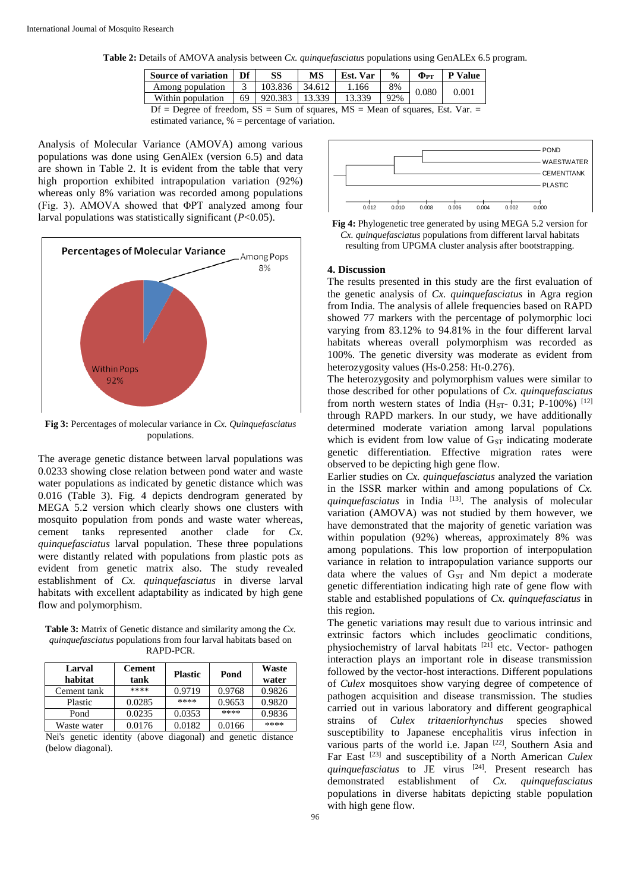**Table 2:** Details of AMOVA analysis between *Cx. quinquefasciatus* populations using GenALEx 6.5 program.

| Source of variation | Df | SS | MS | Est. Var | % | $\Phi_{PT}$ | P Value |
|---|---|---|---|---|---|---|---|
| Among population | 3 | 103.836 | 34.612 | 1.166 | 8% | 0.080 | 0.001 |
| Within population | 69 | 920.383 | 13.339 | 13.339 | 92% | | |

Df = Degree of freedom, SS = Sum of squares, MS = Mean of squares, Est. Var. = estimated variance, % = percentage of variation.

Analysis of Molecular Variance (AMOVA) among various populations was done using GenAlEx (version 6.5) and data are shown in Table 2. It is evident from the table that very high proportion exhibited intrapopulation variation (92%) whereas only 8% variation was recorded among populations (Fig. 3). AMOVA showed that ΦPT analyzed among four larval populations was statistically significant ($P$<0.05).

**Fig 3:** Percentages of molecular variance in *Cx. Quinquefasciatus* populations.

The average genetic distance between larval populations was 0.0233 showing close relation between pond water and waste water populations as indicated by genetic distance which was 0.016 (Table 3). Fig. 4 depicts dendrogram generated by MEGA 5.2 version which clearly shows one clusters with mosquito population from ponds and waste water whereas, cement tanks represented another clade for *Cx. quinquefasciatus* larval population. These three populations were distantly related with populations from plastic pots as evident from genetic matrix also. The study revealed establishment of *Cx. quinquefasciatus* in diverse larval habitats with excellent adaptability as indicated by high gene flow and polymorphism.

**Table 3:** Matrix of Genetic distance and similarity among the *Cx. quinquefasciatus* populations from four larval habitats based on RAPD-PCR.

| Larval habitat | Cement tank | Plastic | Pond | Waste water |
|---|---|---|---|---|
| Cement tank | **** | 0.9719 | 0.9768 | 0.9826 |
| Plastic | 0.0285 | **** | 0.9653 | 0.9820 |
| Pond | 0.0235 | 0.0353 | **** | 0.9836 |
| Waste water | 0.0176 | 0.0182 | 0.0166 | **** |

Nei's genetic identity (above diagonal) and genetic distance (below diagonal).

**Fig 4:** Phylogenetic tree generated by using MEGA 5.2 version for *Cx. quinquefasciatus* populations from different larval habitats resulting from UPGMA cluster analysis after bootstrapping.

## 4. Discussion

The results presented in this study are the first evaluation of the genetic analysis of *Cx. quinquefasciatus* in Agra region from India. The analysis of allele frequencies based on RAPD showed 77 markers with the percentage of polymorphic loci varying from 83.12% to 94.81% in the four different larval habitats whereas overall polymorphism was recorded as 100%. The genetic diversity was moderate as evident from heterozygosity values (Hs-0.258: Ht-0.276).

The heterozygosity and polymorphism values were similar to those described for other populations of *Cx. quinquefasciatus* from north western states of India ($H_{ST}$- 0.31; P-100%) [12] through RAPD markers. In our study, we have additionally determined moderate variation among larval populations which is evident from low value of $G_{ST}$ indicating moderate genetic differentiation. Effective migration rates were observed to be depicting high gene flow.

Earlier studies on *Cx. quinquefasciatus* analyzed the variation in the ISSR marker within and among populations of *Cx. quinquefasciatus* in India [13]. The analysis of molecular variation (AMOVA) was not studied by them however, we have demonstrated that the majority of genetic variation was within population (92%) whereas, approximately 8% was among populations. This low proportion of interpopulation variance in relation to intrapopulation variance supports our data where the values of $G_{ST}$ and Nm depict a moderate genetic differentiation indicating high rate of gene flow with stable and established populations of *Cx. quinquefasciatus* in this region.

The genetic variations may result due to various intrinsic and extrinsic factors which includes geoclimatic conditions, physiochemistry of larval habitats [21] etc. Vector- pathogen interaction plays an important role in disease transmission followed by the vector-host interactions. Different populations of *Culex* mosquitoes show varying degree of competence of pathogen acquisition and disease transmission. The studies carried out in various laboratory and different geographical strains of *Culex tritaeniorhynchus* species showed susceptibility to Japanese encephalitis virus infection in various parts of the world i.e. Japan [22], Southern Asia and Far East [23] and susceptibility of a North American *Culex quinquefasciatus* to JE virus [24]. Present research has demonstrated establishment of *Cx. quinquefasciatus* populations in diverse habitats depicting stable population with high gene flow.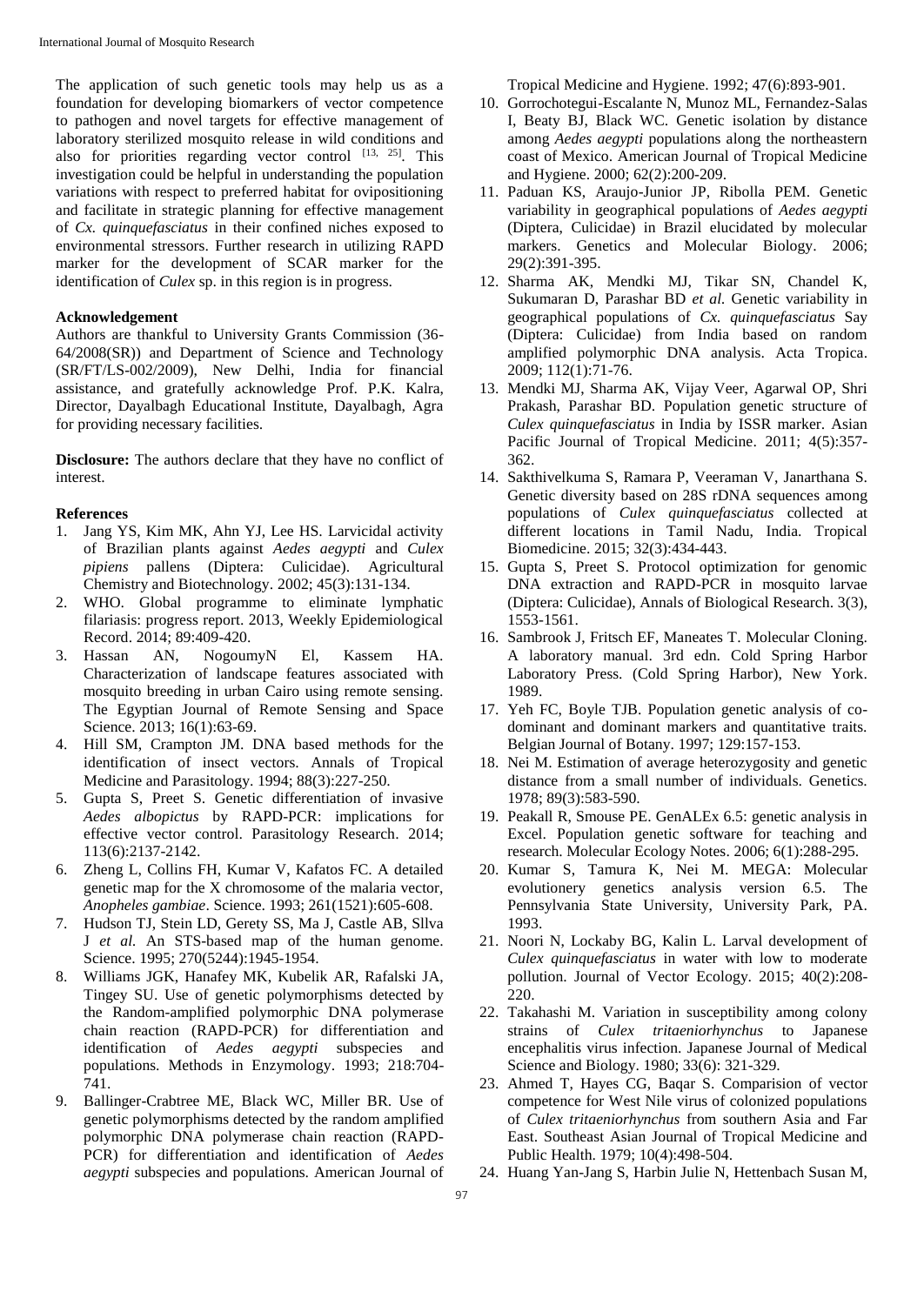The application of such genetic tools may help us as a foundation for developing biomarkers of vector competence to pathogen and novel targets for effective management of laboratory sterilized mosquito release in wild conditions and also for priorities regarding vector control [13, 25]. This investigation could be helpful in understanding the population variations with respect to preferred habitat for ovipositioning and facilitate in strategic planning for effective management of *Cx. quinquefasciatus* in their confined niches exposed to environmental stressors. Further research in utilizing RAPD marker for the development of SCAR marker for the identification of *Culex* sp. in this region is in progress.

**Acknowledgement**

Authors are thankful to University Grants Commission (36-64/2008(SR)) and Department of Science and Technology (SR/FT/LS-002/2009), New Delhi, India for financial assistance, and gratefully acknowledge Prof. P.K. Kalra, Director, Dayalbagh Educational Institute, Dayalbagh, Agra for providing necessary facilities.

**Disclosure:** The authors declare that they have no conflict of interest.

**References**

1. Jang YS, Kim MK, Ahn YJ, Lee HS. Larvicidal activity of Brazilian plants against *Aedes aegypti* and *Culex pipiens* pallens (Diptera: Culicidae). Agricultural Chemistry and Biotechnology. 2002; 45(3):131-134.
2. WHO. Global programme to eliminate lymphatic filariasis: progress report. 2013, Weekly Epidemiological Record. 2014; 89:409-420.
3. Hassan AN, NogoumyN El, Kassem HA. Characterization of landscape features associated with mosquito breeding in urban Cairo using remote sensing. The Egyptian Journal of Remote Sensing and Space Science. 2013; 16(1):63-69.
4. Hill SM, Crampton JM. DNA based methods for the identification of insect vectors. Annals of Tropical Medicine and Parasitology. 1994; 88(3):227-250.
5. Gupta S, Preet S. Genetic differentiation of invasive *Aedes albopictus* by RAPD-PCR: implications for effective vector control. Parasitology Research. 2014; 113(6):2137-2142.
6. Zheng L, Collins FH, Kumar V, Kafatos FC. A detailed genetic map for the X chromosome of the malaria vector, *Anopheles gambiae*. Science. 1993; 261(1521):605-608.
7. Hudson TJ, Stein LD, Gerety SS, Ma J, Castle AB, Sllva J *et al.* An STS-based map of the human genome. Science. 1995; 270(5244):1945-1954.
8. Williams JGK, Hanafey MK, Kubelik AR, Rafalski JA, Tingey SU. Use of genetic polymorphisms detected by the Random-amplified polymorphic DNA polymerase chain reaction (RAPD-PCR) for differentiation and identification of *Aedes aegypti* subspecies and populations. Methods in Enzymology. 1993; 218:704-741.
9. Ballinger-Crabtree ME, Black WC, Miller BR. Use of genetic polymorphisms detected by the random amplified polymorphic DNA polymerase chain reaction (RAPD-PCR) for differentiation and identification of *Aedes aegypti* subspecies and populations. American Journal of Tropical Medicine and Hygiene. 1992; 47(6):893-901.
10. Gorrochotegui-Escalante N, Munoz ML, Fernandez-Salas I, Beaty BJ, Black WC. Genetic isolation by distance among *Aedes aegypti* populations along the northeastern coast of Mexico. American Journal of Tropical Medicine and Hygiene. 2000; 62(2):200-209.
11. Paduan KS, Araujo-Junior JP, Ribolla PEM. Genetic variability in geographical populations of *Aedes aegypti* (Diptera, Culicidae) in Brazil elucidated by molecular markers. Genetics and Molecular Biology. 2006; 29(2):391-395.
12. Sharma AK, Mendki MJ, Tikar SN, Chandel K, Sukumaran D, Parashar BD *et al.* Genetic variability in geographical populations of *Cx. quinquefasciatus* Say (Diptera: Culicidae) from India based on random amplified polymorphic DNA analysis. Acta Tropica. 2009; 112(1):71-76.
13. Mendki MJ, Sharma AK, Vijay Veer, Agarwal OP, Shri Prakash, Parashar BD. Population genetic structure of *Culex quinquefasciatus* in India by ISSR marker. Asian Pacific Journal of Tropical Medicine. 2011; 4(5):357-362.
14. Sakthivelkuma S, Ramara P, Veeraman V, Janarthana S. Genetic diversity based on 28S rDNA sequences among populations of *Culex quinquefasciatus* collected at different locations in Tamil Nadu, India. Tropical Biomedicine. 2015; 32(3):434-443.
15. Gupta S, Preet S. Protocol optimization for genomic DNA extraction and RAPD-PCR in mosquito larvae (Diptera: Culicidae), Annals of Biological Research. 3(3), 1553-1561.
16. Sambrook J, Fritsch EF, Maneates T. Molecular Cloning. A laboratory manual. 3rd edn. Cold Spring Harbor Laboratory Press. (Cold Spring Harbor), New York. 1989.
17. Yeh FC, Boyle TJB. Population genetic analysis of co-dominant and dominant markers and quantitative traits. Belgian Journal of Botany. 1997; 129:157-153.
18. Nei M. Estimation of average heterozygosity and genetic distance from a small number of individuals. Genetics. 1978; 89(3):583-590.
19. Peakall R, Smouse PE. GenALEx 6.5: genetic analysis in Excel. Population genetic software for teaching and research. Molecular Ecology Notes. 2006; 6(1):288-295.
20. Kumar S, Tamura K, Nei M. MEGA: Molecular evolutionery genetics analysis version 6.5. The Pennsylvania State University, University Park, PA. 1993.
21. Noori N, Lockaby BG, Kalin L. Larval development of *Culex quinquefasciatus* in water with low to moderate pollution. Journal of Vector Ecology. 2015; 40(2):208-220.
22. Takahashi M. Variation in susceptibility among colony strains of *Culex tritaeniorhynchus* to Japanese encephalitis virus infection. Japanese Journal of Medical Science and Biology. 1980; 33(6): 321-329.
23. Ahmed T, Hayes CG, Baqar S. Comparision of vector competence for West Nile virus of colonized populations of *Culex tritaeniorhynchus* from southern Asia and Far East. Southeast Asian Journal of Tropical Medicine and Public Health. 1979; 10(4):498-504.
24. Huang Yan-Jang S, Harbin Julie N, Hettenbach Susan M,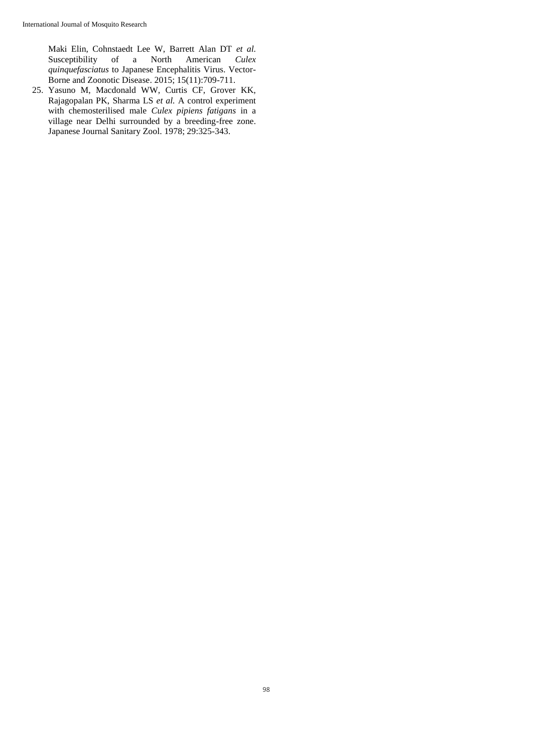Maki Elin, Cohnstaedt Lee W, Barrett Alan DT *et al.* Susceptibility of a North American *Culex quinquefasciatus* to Japanese Encephalitis Virus. Vector-Borne and Zoonotic Disease. 2015; 15(11):709-711.

25. Yasuno M, Macdonald WW, Curtis CF, Grover KK, Rajagopalan PK, Sharma LS *et al.* A control experiment with chemosterilised male *Culex pipiens fatigans* in a village near Delhi surrounded by a breeding-free zone. Japanese Journal Sanitary Zool. 1978; 29:325-343.